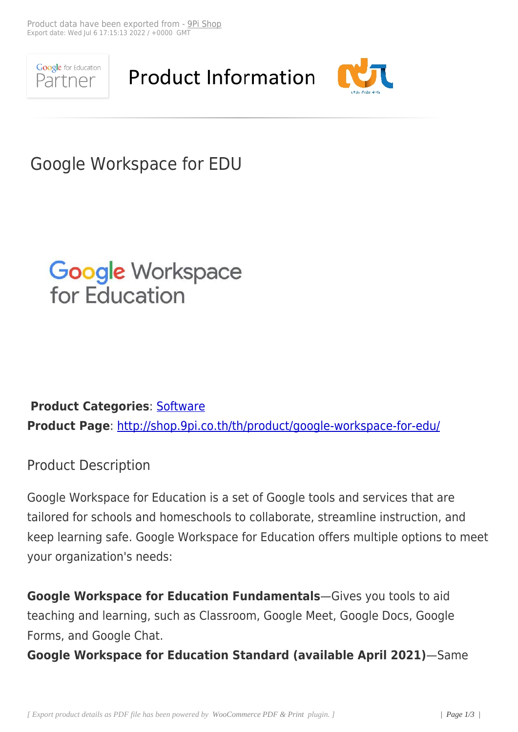Product data have been exported from - 9Pi Shop
Export date: Wed Jul 6 17:15:13 2022 / +0000 GMT

# Product Information

## Google Workspace for EDU

**Product Categories**: Software
**Product Page**: http://shop.9pi.co.th/th/product/google-workspace-for-edu/

### Product Description

Google Workspace for Education is a set of Google tools and services that are tailored for schools and homeschools to collaborate, streamline instruction, and keep learning safe. Google Workspace for Education offers multiple options to meet your organization's needs:

**Google Workspace for Education Fundamentals**—Gives you tools to aid teaching and learning, such as Classroom, Google Meet, Google Docs, Google Forms, and Google Chat.
**Google Workspace for Education Standard (available April 2021)**—Same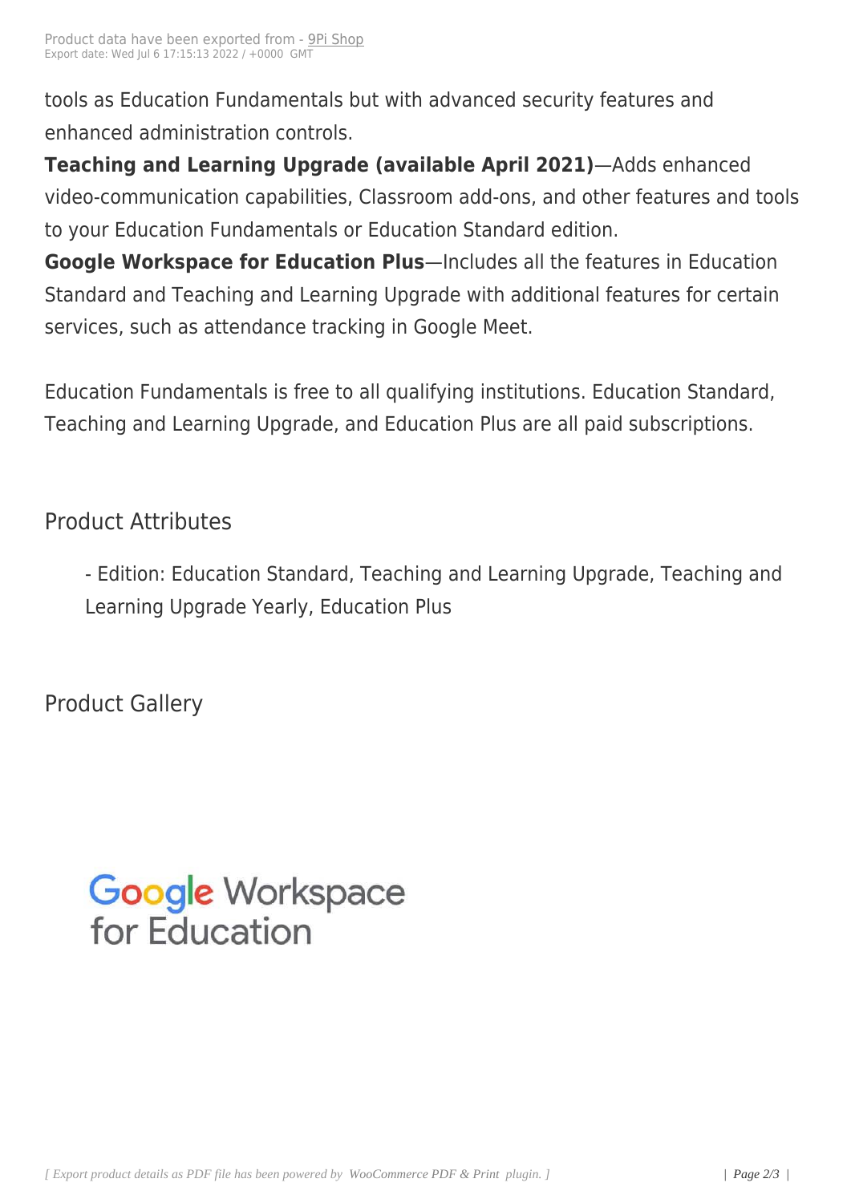tools as Education Fundamentals but with advanced security features and enhanced administration controls.

**Teaching and Learning Upgrade (available April 2021)**—Adds enhanced video-communication capabilities, Classroom add-ons, and other features and tools to your Education Fundamentals or Education Standard edition.

**Google Workspace for Education Plus**—Includes all the features in Education Standard and Teaching and Learning Upgrade with additional features for certain services, such as attendance tracking in Google Meet.

Education Fundamentals is free to all qualifying institutions. Education Standard, Teaching and Learning Upgrade, and Education Plus are all paid subscriptions.

## Product Attributes

- Edition: Education Standard, Teaching and Learning Upgrade, Teaching and Learning Upgrade Yearly, Education Plus

## Product Gallery

Google Workspace for Education